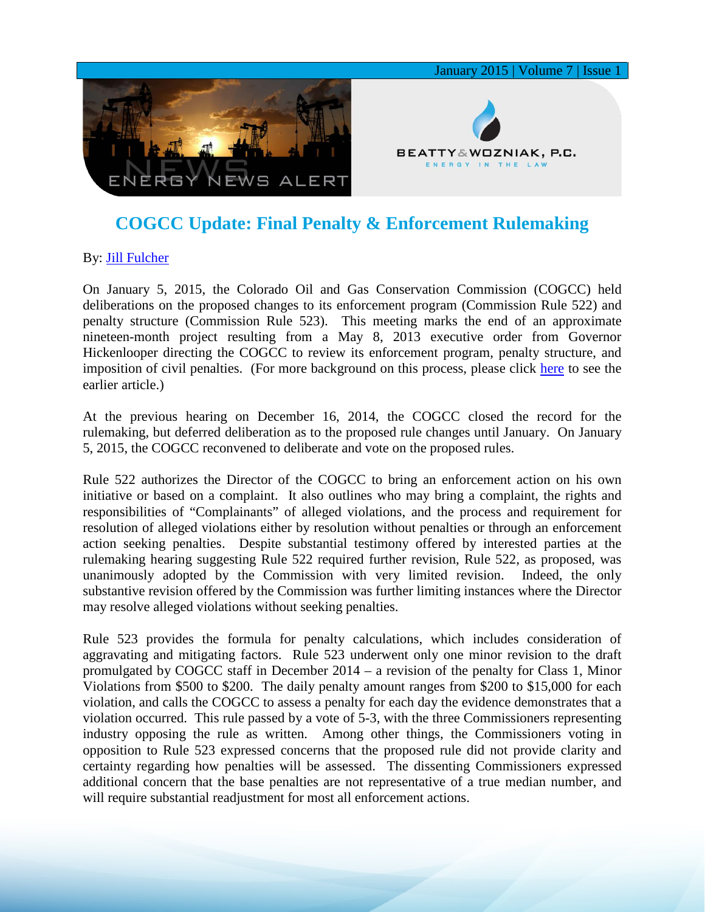January 2015 | Volume 7 | Issue 1

ENERGY NEWS ALERT

BEATTY & WOZNIAK, P.C.
ENERGY IN THE LAW

# COGCC Update: Final Penalty & Enforcement Rulemaking

By: Jill Fulcher

On January 5, 2015, the Colorado Oil and Gas Conservation Commission (COGCC) held deliberations on the proposed changes to its enforcement program (Commission Rule 522) and penalty structure (Commission Rule 523). This meeting marks the end of an approximate nineteen-month project resulting from a May 8, 2013 executive order from Governor Hickenlooper directing the COGCC to review its enforcement program, penalty structure, and imposition of civil penalties. (For more background on this process, please click here to see the earlier article.)

At the previous hearing on December 16, 2014, the COGCC closed the record for the rulemaking, but deferred deliberation as to the proposed rule changes until January. On January 5, 2015, the COGCC reconvened to deliberate and vote on the proposed rules.

Rule 522 authorizes the Director of the COGCC to bring an enforcement action on his own initiative or based on a complaint. It also outlines who may bring a complaint, the rights and responsibilities of "Complainants" of alleged violations, and the process and requirement for resolution of alleged violations either by resolution without penalties or through an enforcement action seeking penalties. Despite substantial testimony offered by interested parties at the rulemaking hearing suggesting Rule 522 required further revision, Rule 522, as proposed, was unanimously adopted by the Commission with very limited revision. Indeed, the only substantive revision offered by the Commission was further limiting instances where the Director may resolve alleged violations without seeking penalties.

Rule 523 provides the formula for penalty calculations, which includes consideration of aggravating and mitigating factors. Rule 523 underwent only one minor revision to the draft promulgated by COGCC staff in December 2014 – a revision of the penalty for Class 1, Minor Violations from $500 to $200. The daily penalty amount ranges from $200 to $15,000 for each violation, and calls the COGCC to assess a penalty for each day the evidence demonstrates that a violation occurred. This rule passed by a vote of 5-3, with the three Commissioners representing industry opposing the rule as written. Among other things, the Commissioners voting in opposition to Rule 523 expressed concerns that the proposed rule did not provide clarity and certainty regarding how penalties will be assessed. The dissenting Commissioners expressed additional concern that the base penalties are not representative of a true median number, and will require substantial readjustment for most all enforcement actions.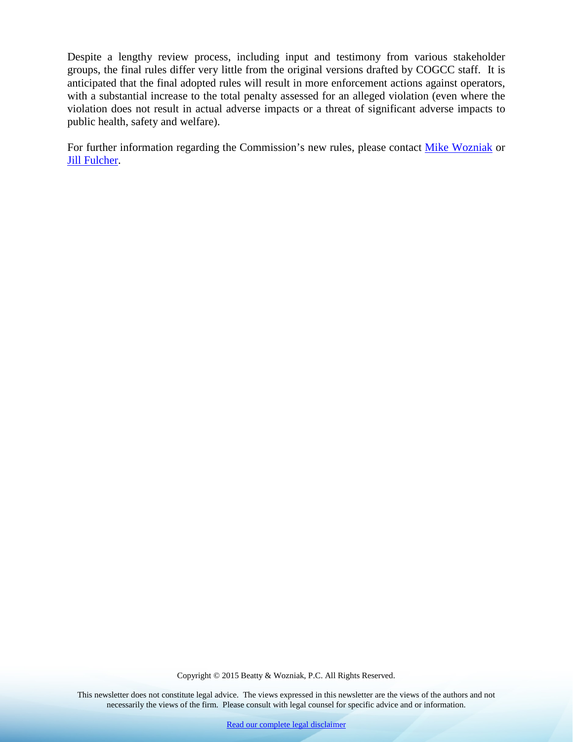Despite a lengthy review process, including input and testimony from various stakeholder groups, the final rules differ very little from the original versions drafted by COGCC staff. It is anticipated that the final adopted rules will result in more enforcement actions against operators, with a substantial increase to the total penalty assessed for an alleged violation (even where the violation does not result in actual adverse impacts or a threat of significant adverse impacts to public health, safety and welfare).

For further information regarding the Commission's new rules, please contact Mike Wozniak or Jill Fulcher.

Copyright © 2015 Beatty & Wozniak, P.C. All Rights Reserved.

This newsletter does not constitute legal advice. The views expressed in this newsletter are the views of the authors and not necessarily the views of the firm. Please consult with legal counsel for specific advice and or information.

Read our complete legal disclaimer